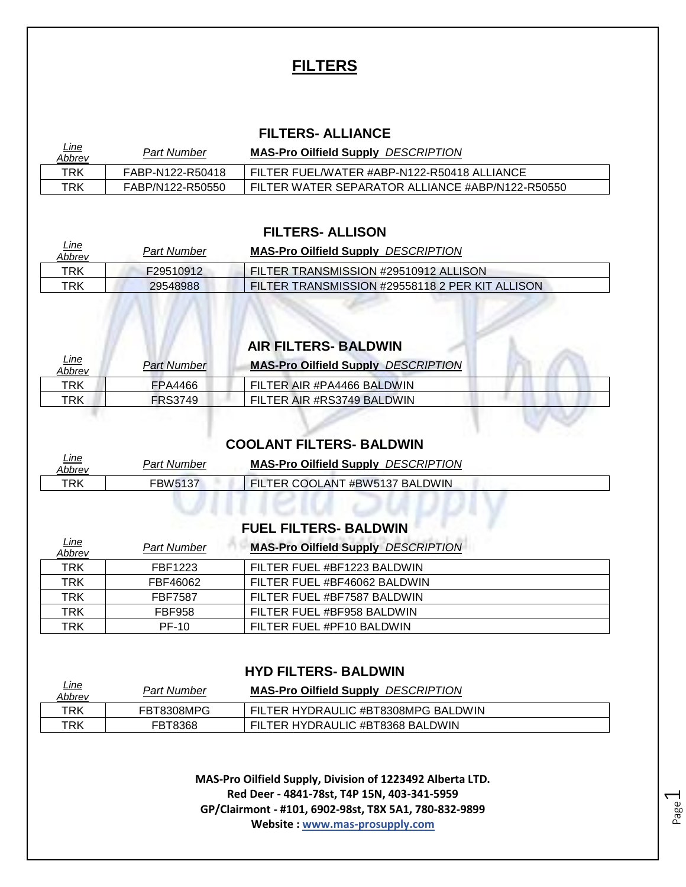# FILTERS

## FILTERS- ALLIANCE

| Line Abbrev | Part Number | MAS-Pro Oilfield Supply DESCRIPTION |
|---|---|---|
| TRK | FABP-N122-R50418 | FILTER FUEL/WATER #ABP-N122-R50418 ALLIANCE |
| TRK | FABP/N122-R50550 | FILTER WATER SEPARATOR ALLIANCE #ABP/N122-R50550 |

## FILTERS- ALLISON

| Line Abbrev | Part Number | MAS-Pro Oilfield Supply DESCRIPTION |
|---|---|---|
| TRK | F29510912 | FILTER TRANSMISSION #29510912 ALLISON |
| TRK | 29548988 | FILTER TRANSMISSION #29558118 2 PER KIT ALLISON |

## AIR FILTERS- BALDWIN

| Line Abbrev | Part Number | MAS-Pro Oilfield Supply DESCRIPTION |
|---|---|---|
| TRK | FPA4466 | FILTER AIR #PA4466 BALDWIN |
| TRK | FRS3749 | FILTER AIR #RS3749 BALDWIN |

## COOLANT FILTERS- BALDWIN

| Line Abbrev | Part Number | MAS-Pro Oilfield Supply DESCRIPTION |
|---|---|---|
| TRK | FBW5137 | FILTER COOLANT #BW5137 BALDWIN |

## FUEL FILTERS- BALDWIN

| Line Abbrev | Part Number | MAS-Pro Oilfield Supply DESCRIPTION |
|---|---|---|
| TRK | FBF1223 | FILTER FUEL #BF1223 BALDWIN |
| TRK | FBF46062 | FILTER FUEL #BF46062 BALDWIN |
| TRK | FBF7587 | FILTER FUEL #BF7587 BALDWIN |
| TRK | FBF958 | FILTER FUEL #BF958 BALDWIN |
| TRK | PF-10 | FILTER FUEL #PF10 BALDWIN |

## HYD FILTERS- BALDWIN

| Line Abbrev | Part Number | MAS-Pro Oilfield Supply DESCRIPTION |
|---|---|---|
| TRK | FBT8308MPG | FILTER HYDRAULIC #BT8308MPG BALDWIN |
| TRK | FBT8368 | FILTER HYDRAULIC #BT8368 BALDWIN |

**MAS-Pro Oilfield Supply, Division of 1223492 Alberta LTD.**
**Red Deer - 4841-78st, T4P 15N, 403-341-5959**
**GP/Clairmont - #101, 6902-98st, T8X 5A1, 780-832-9899**
**Website : www.mas-prosupply.com**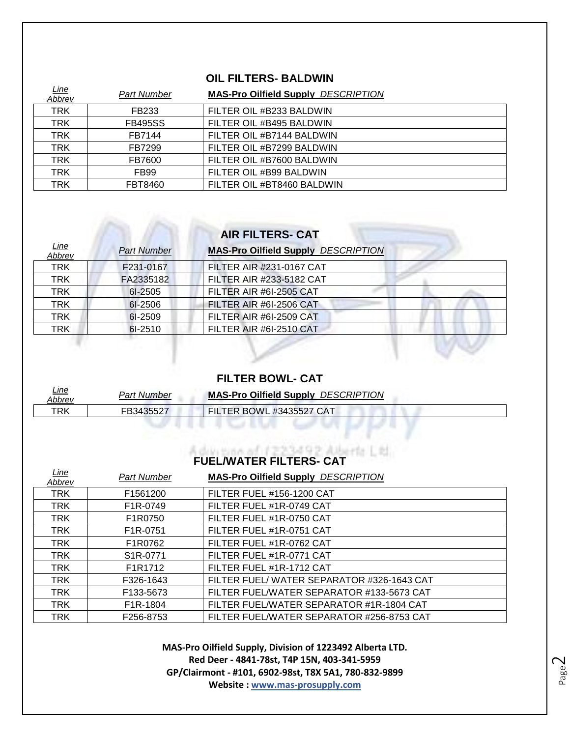## OIL FILTERS- BALDWIN

| *Line Abbrev* | *Part Number* | **MAS-Pro Oilfield Supply** *DESCRIPTION* |
|---|---|---|
| TRK | FB233 | FILTER OIL #B233 BALDWIN |
| TRK | FB495SS | FILTER OIL #B495 BALDWIN |
| TRK | FB7144 | FILTER OIL #B7144 BALDWIN |
| TRK | FB7299 | FILTER OIL #B7299 BALDWIN |
| TRK | FB7600 | FILTER OIL #B7600 BALDWIN |
| TRK | FB99 | FILTER OIL #B99 BALDWIN |
| TRK | FBT8460 | FILTER OIL #BT8460 BALDWIN |

## AIR FILTERS- CAT

| *Line Abbrev* | *Part Number* | **MAS-Pro Oilfield Supply** *DESCRIPTION* |
|---|---|---|
| TRK | F231-0167 | FILTER AIR #231-0167 CAT |
| TRK | FA2335182 | FILTER AIR #233-5182 CAT |
| TRK | 6I-2505 | FILTER AIR #6I-2505 CAT |
| TRK | 6I-2506 | FILTER AIR #6I-2506 CAT |
| TRK | 6I-2509 | FILTER AIR #6I-2509 CAT |
| TRK | 6I-2510 | FILTER AIR #6I-2510 CAT |

## FILTER BOWL- CAT

| *Line Abbrev* | *Part Number* | **MAS-Pro Oilfield Supply** *DESCRIPTION* |
|---|---|---|
| TRK | FB3435527 | FILTER BOWL #3435527 CAT |

## FUEL/WATER FILTERS- CAT

| *Line Abbrev* | *Part Number* | **MAS-Pro Oilfield Supply** *DESCRIPTION* |
|---|---|---|
| TRK | F1561200 | FILTER FUEL #156-1200 CAT |
| TRK | F1R-0749 | FILTER FUEL #1R-0749 CAT |
| TRK | F1R0750 | FILTER FUEL #1R-0750 CAT |
| TRK | F1R-0751 | FILTER FUEL #1R-0751 CAT |
| TRK | F1R0762 | FILTER FUEL #1R-0762 CAT |
| TRK | S1R-0771 | FILTER FUEL #1R-0771 CAT |
| TRK | F1R1712 | FILTER FUEL #1R-1712 CAT |
| TRK | F326-1643 | FILTER FUEL/ WATER SEPARATOR #326-1643 CAT |
| TRK | F133-5673 | FILTER FUEL/WATER SEPARATOR #133-5673 CAT |
| TRK | F1R-1804 | FILTER FUEL/WATER SEPARATOR #1R-1804 CAT |
| TRK | F256-8753 | FILTER FUEL/WATER SEPARATOR #256-8753 CAT |

**MAS-Pro Oilfield Supply, Division of 1223492 Alberta LTD.**
**Red Deer - 4841-78st, T4P 15N, 403-341-5959**
**GP/Clairmont - #101, 6902-98st, T8X 5A1, 780-832-9899**
**Website : www.mas-prosupply.com**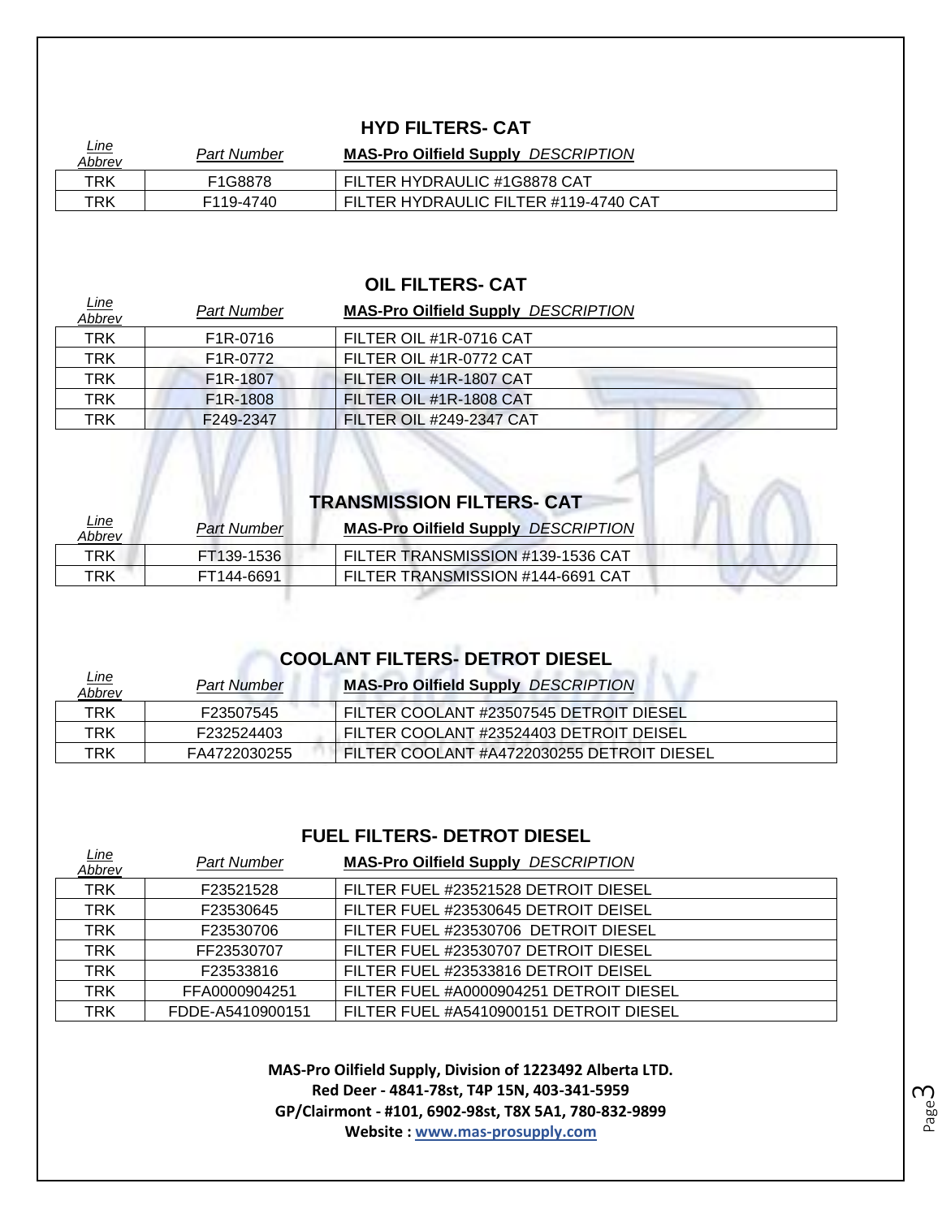## HYD FILTERS- CAT

| *Line Abbrev* | *Part Number* | **MAS-Pro Oilfield Supply** *DESCRIPTION* |
|---|---|---|
| TRK | F1G8878 | FILTER HYDRAULIC #1G8878 CAT |
| TRK | F119-4740 | FILTER HYDRAULIC FILTER #119-4740 CAT |

## OIL FILTERS- CAT

| *Line Abbrev* | *Part Number* | **MAS-Pro Oilfield Supply** *DESCRIPTION* |
|---|---|---|
| TRK | F1R-0716 | FILTER OIL #1R-0716 CAT |
| TRK | F1R-0772 | FILTER OIL #1R-0772 CAT |
| TRK | F1R-1807 | FILTER OIL #1R-1807 CAT |
| TRK | F1R-1808 | FILTER OIL #1R-1808 CAT |
| TRK | F249-2347 | FILTER OIL #249-2347 CAT |

## TRANSMISSION FILTERS- CAT

| *Line Abbrev* | *Part Number* | **MAS-Pro Oilfield Supply** *DESCRIPTION* |
|---|---|---|
| TRK | FT139-1536 | FILTER TRANSMISSION #139-1536 CAT |
| TRK | FT144-6691 | FILTER TRANSMISSION #144-6691 CAT |

## COOLANT FILTERS- DETROT DIESEL

| *Line Abbrev* | *Part Number* | **MAS-Pro Oilfield Supply** *DESCRIPTION* |
|---|---|---|
| TRK | F23507545 | FILTER COOLANT #23507545 DETROIT DIESEL |
| TRK | F232524403 | FILTER COOLANT #23524403 DETROIT DEISEL |
| TRK | FA4722030255 | FILTER COOLANT #A4722030255 DETROIT DIESEL |

## FUEL FILTERS- DETROT DIESEL

| *Line Abbrev* | *Part Number* | **MAS-Pro Oilfield Supply** *DESCRIPTION* |
|---|---|---|
| TRK | F23521528 | FILTER FUEL #23521528 DETROIT DIESEL |
| TRK | F23530645 | FILTER FUEL #23530645 DETROIT DEISEL |
| TRK | F23530706 | FILTER FUEL #23530706 DETROIT DIESEL |
| TRK | FF23530707 | FILTER FUEL #23530707 DETROIT DIESEL |
| TRK | F23533816 | FILTER FUEL #23533816 DETROIT DEISEL |
| TRK | FFA0000904251 | FILTER FUEL #A0000904251 DETROIT DIESEL |
| TRK | FDDE-A5410900151 | FILTER FUEL #A5410900151 DETROIT DIESEL |

**MAS-Pro Oilfield Supply, Division of 1223492 Alberta LTD.**
**Red Deer - 4841-78st, T4P 15N, 403-341-5959**
**GP/Clairmont - #101, 6902-98st, T8X 5A1, 780-832-9899**
**Website : www.mas-prosupply.com**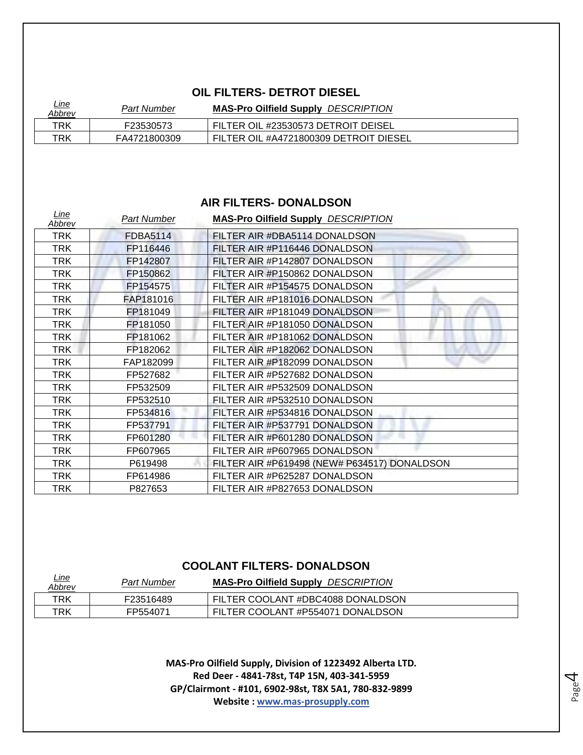## OIL FILTERS- DETROT DIESEL

| *Line Abbrev* | *Part Number* | **MAS-Pro Oilfield Supply** *DESCRIPTION* |
|---|---|---|
| TRK | F23530573 | FILTER OIL #23530573 DETROIT DEISEL |
| TRK | FA4721800309 | FILTER OIL #A4721800309 DETROIT DIESEL |

## AIR FILTERS- DONALDSON

| *Line Abbrev* | *Part Number* | **MAS-Pro Oilfield Supply** *DESCRIPTION* |
|---|---|---|
| TRK | FDBA5114 | FILTER AIR #DBA5114 DONALDSON |
| TRK | FP116446 | FILTER AIR #P116446 DONALDSON |
| TRK | FP142807 | FILTER AIR #P142807 DONALDSON |
| TRK | FP150862 | FILTER AIR #P150862 DONALDSON |
| TRK | FP154575 | FILTER AIR #P154575 DONALDSON |
| TRK | FAP181016 | FILTER AIR #P181016 DONALDSON |
| TRK | FP181049 | FILTER AIR #P181049 DONALDSON |
| TRK | FP181050 | FILTER AIR #P181050 DONALDSON |
| TRK | FP181062 | FILTER AIR #P181062 DONALDSON |
| TRK | FP182062 | FILTER AIR #P182062 DONALDSON |
| TRK | FAP182099 | FILTER AIR #P182099 DONALDSON |
| TRK | FP527682 | FILTER AIR #P527682 DONALDSON |
| TRK | FP532509 | FILTER AIR #P532509 DONALDSON |
| TRK | FP532510 | FILTER AIR #P532510 DONALDSON |
| TRK | FP534816 | FILTER AIR #P534816 DONALDSON |
| TRK | FP537791 | FILTER AIR #P537791 DONALDSON |
| TRK | FP601280 | FILTER AIR #P601280 DONALDSON |
| TRK | FP607965 | FILTER AIR #P607965 DONALDSON |
| TRK | P619498 | FILTER AIR #P619498 (NEW# P634517) DONALDSON |
| TRK | FP614986 | FILTER AIR #P625287 DONALDSON |
| TRK | P827653 | FILTER AIR #P827653 DONALDSON |

## COOLANT FILTERS- DONALDSON

| *Line Abbrev* | *Part Number* | **MAS-Pro Oilfield Supply** *DESCRIPTION* |
|---|---|---|
| TRK | F23516489 | FILTER COOLANT #DBC4088 DONALDSON |
| TRK | FP554071 | FILTER COOLANT #P554071 DONALDSON |

**MAS-Pro Oilfield Supply, Division of 1223492 Alberta LTD.**
**Red Deer - 4841-78st, T4P 15N, 403-341-5959**
**GP/Clairmont - #101, 6902-98st, T8X 5A1, 780-832-9899**
**Website : www.mas-prosupply.com**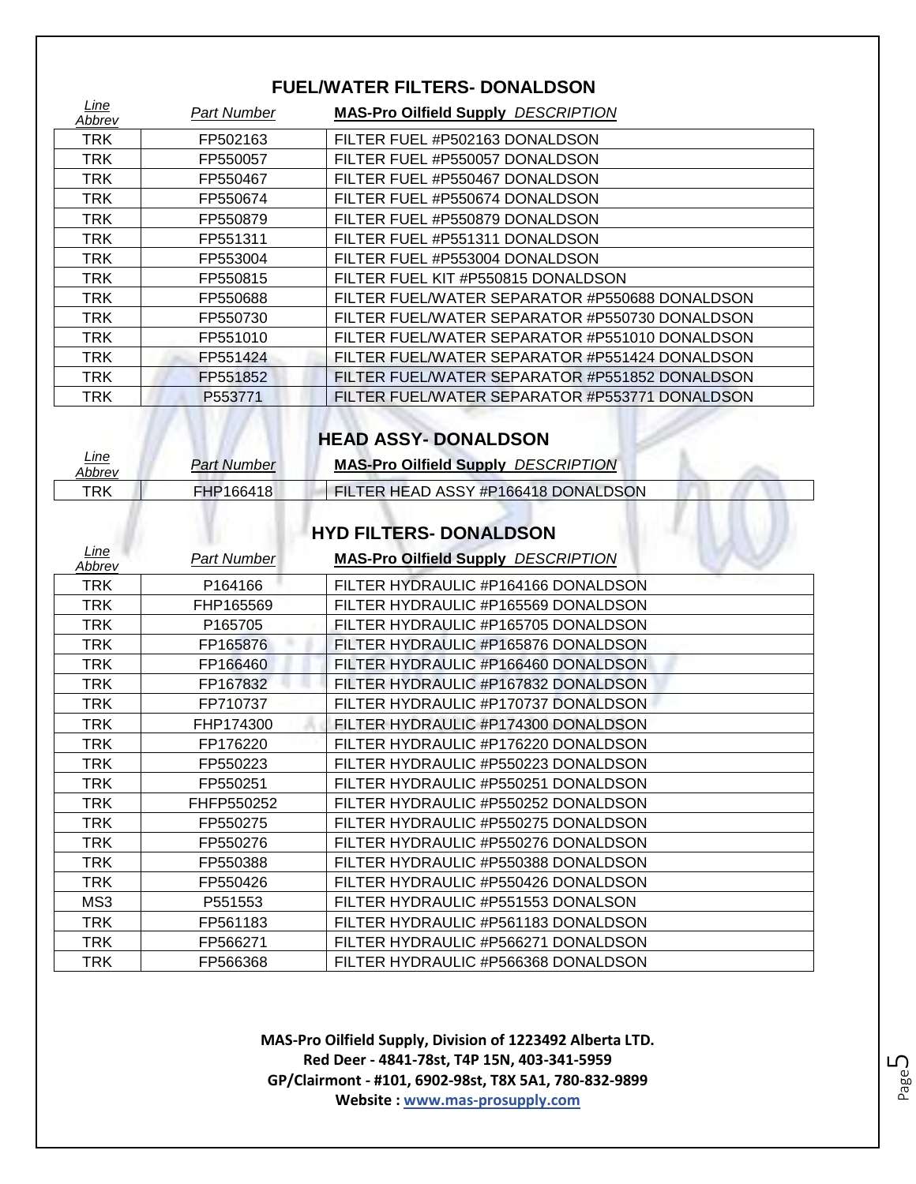## FUEL/WATER FILTERS- DONALDSON

| *Line Abbrev* | *Part Number* | **MAS-Pro Oilfield Supply** *DESCRIPTION* |
|---|---|---|
| TRK | FP502163 | FILTER FUEL #P502163 DONALDSON |
| TRK | FP550057 | FILTER FUEL #P550057 DONALDSON |
| TRK | FP550467 | FILTER FUEL #P550467 DONALDSON |
| TRK | FP550674 | FILTER FUEL #P550674 DONALDSON |
| TRK | FP550879 | FILTER FUEL #P550879 DONALDSON |
| TRK | FP551311 | FILTER FUEL #P551311 DONALDSON |
| TRK | FP553004 | FILTER FUEL #P553004 DONALDSON |
| TRK | FP550815 | FILTER FUEL KIT #P550815 DONALDSON |
| TRK | FP550688 | FILTER FUEL/WATER SEPARATOR #P550688 DONALDSON |
| TRK | FP550730 | FILTER FUEL/WATER SEPARATOR #P550730 DONALDSON |
| TRK | FP551010 | FILTER FUEL/WATER SEPARATOR #P551010 DONALDSON |
| TRK | FP551424 | FILTER FUEL/WATER SEPARATOR #P551424 DONALDSON |
| TRK | FP551852 | FILTER FUEL/WATER SEPARATOR #P551852 DONALDSON |
| TRK | P553771 | FILTER FUEL/WATER SEPARATOR #P553771 DONALDSON |

## HEAD ASSY- DONALDSON

| *Line Abbrev* | *Part Number* | **MAS-Pro Oilfield Supply** *DESCRIPTION* |
|---|---|---|
| TRK | FHP166418 | FILTER HEAD ASSY #P166418 DONALDSON |

## HYD FILTERS- DONALDSON

| *Line Abbrev* | *Part Number* | **MAS-Pro Oilfield Supply** *DESCRIPTION* |
|---|---|---|
| TRK | P164166 | FILTER HYDRAULIC #P164166 DONALDSON |
| TRK | FHP165569 | FILTER HYDRAULIC #P165569 DONALDSON |
| TRK | P165705 | FILTER HYDRAULIC #P165705 DONALDSON |
| TRK | FP165876 | FILTER HYDRAULIC #P165876 DONALDSON |
| TRK | FP166460 | FILTER HYDRAULIC #P166460 DONALDSON |
| TRK | FP167832 | FILTER HYDRAULIC #P167832 DONALDSON |
| TRK | FP710737 | FILTER HYDRAULIC #P170737 DONALDSON |
| TRK | FHP174300 | FILTER HYDRAULIC #P174300 DONALDSON |
| TRK | FP176220 | FILTER HYDRAULIC #P176220 DONALDSON |
| TRK | FP550223 | FILTER HYDRAULIC #P550223 DONALDSON |
| TRK | FP550251 | FILTER HYDRAULIC #P550251 DONALDSON |
| TRK | FHFP550252 | FILTER HYDRAULIC #P550252 DONALDSON |
| TRK | FP550275 | FILTER HYDRAULIC #P550275 DONALDSON |
| TRK | FP550276 | FILTER HYDRAULIC #P550276 DONALDSON |
| TRK | FP550388 | FILTER HYDRAULIC #P550388 DONALDSON |
| TRK | FP550426 | FILTER HYDRAULIC #P550426 DONALDSON |
| MS3 | P551553 | FILTER HYDRAULIC #P551553 DONALSON |
| TRK | FP561183 | FILTER HYDRAULIC #P561183 DONALDSON |
| TRK | FP566271 | FILTER HYDRAULIC #P566271 DONALDSON |
| TRK | FP566368 | FILTER HYDRAULIC #P566368 DONALDSON |

**MAS-Pro Oilfield Supply, Division of 1223492 Alberta LTD.**
**Red Deer - 4841-78st, T4P 15N, 403-341-5959**
**GP/Clairmont - #101, 6902-98st, T8X 5A1, 780-832-9899**
**Website : www.mas-prosupply.com**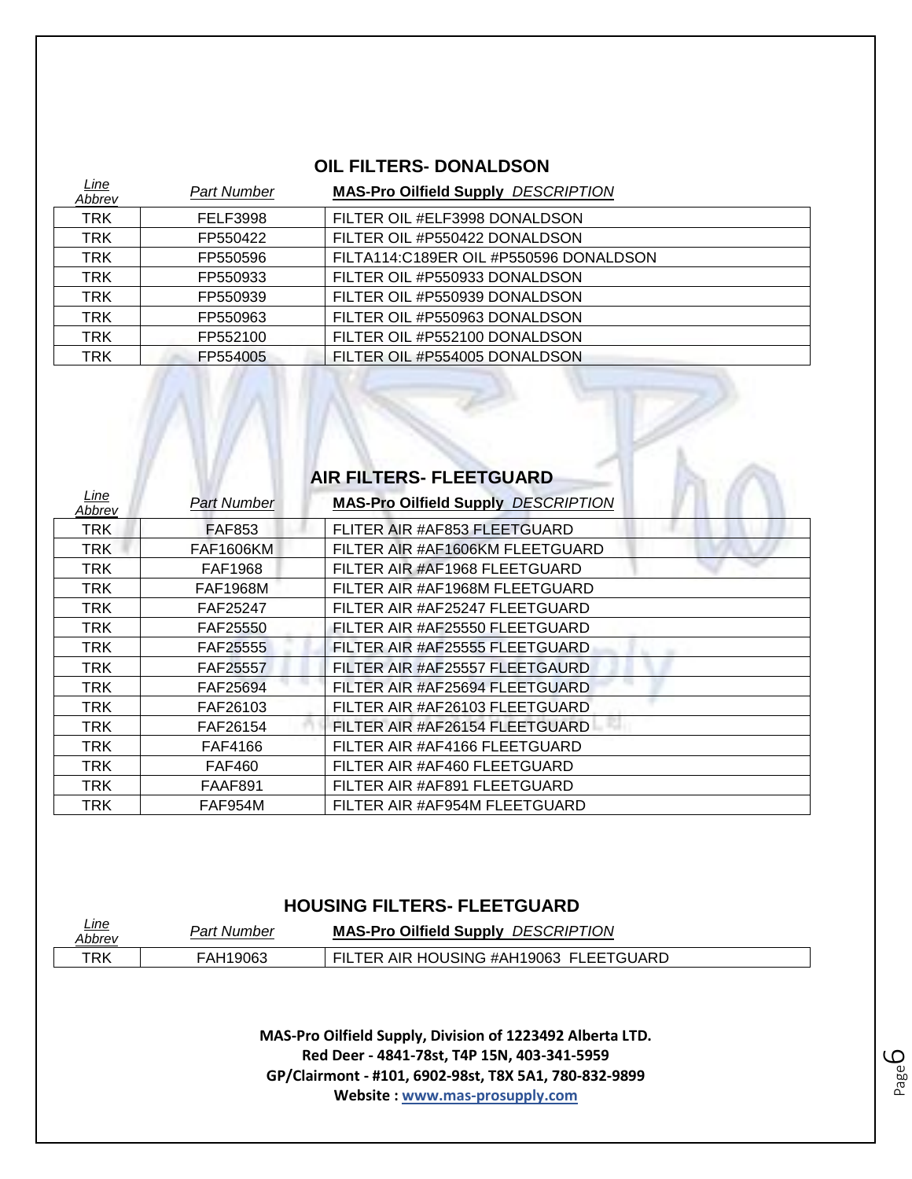## OIL FILTERS- DONALDSON

| *Line Abbrev* | *Part Number* | **MAS-Pro Oilfield Supply** *DESCRIPTION* |
|---|---|---|
| TRK | FELF3998 | FILTER OIL #ELF3998 DONALDSON |
| TRK | FP550422 | FILTER OIL #P550422 DONALDSON |
| TRK | FP550596 | FILTA114:C189ER OIL #P550596 DONALDSON |
| TRK | FP550933 | FILTER OIL #P550933 DONALDSON |
| TRK | FP550939 | FILTER OIL #P550939 DONALDSON |
| TRK | FP550963 | FILTER OIL #P550963 DONALDSON |
| TRK | FP552100 | FILTER OIL #P552100 DONALDSON |
| TRK | FP554005 | FILTER OIL #P554005 DONALDSON |

## AIR FILTERS- FLEETGUARD

| *Line Abbrev* | *Part Number* | **MAS-Pro Oilfield Supply** *DESCRIPTION* |
|---|---|---|
| TRK | FAF853 | FLITER AIR #AF853 FLEETGUARD |
| TRK | FAF1606KM | FILTER AIR #AF1606KM FLEETGUARD |
| TRK | FAF1968 | FILTER AIR #AF1968 FLEETGUARD |
| TRK | FAF1968M | FILTER AIR #AF1968M FLEETGUARD |
| TRK | FAF25247 | FILTER AIR #AF25247 FLEETGUARD |
| TRK | FAF25550 | FILTER AIR #AF25550 FLEETGUARD |
| TRK | FAF25555 | FILTER AIR #AF25555 FLEETGUARD |
| TRK | FAF25557 | FILTER AIR #AF25557 FLEETGAURD |
| TRK | FAF25694 | FILTER AIR #AF25694 FLEETGUARD |
| TRK | FAF26103 | FILTER AIR #AF26103 FLEETGUARD |
| TRK | FAF26154 | FILTER AIR #AF26154 FLEETGUARD |
| TRK | FAF4166 | FILTER AIR #AF4166 FLEETGUARD |
| TRK | FAF460 | FILTER AIR #AF460 FLEETGUARD |
| TRK | FAAF891 | FILTER AIR #AF891 FLEETGUARD |
| TRK | FAF954M | FILTER AIR #AF954M FLEETGUARD |

## HOUSING FILTERS- FLEETGUARD

| *Line Abbrev* | *Part Number* | **MAS-Pro Oilfield Supply** *DESCRIPTION* |
|---|---|---|
| TRK | FAH19063 | FILTER AIR HOUSING #AH19063 FLEETGUARD |

**MAS-Pro Oilfield Supply, Division of 1223492 Alberta LTD.**
**Red Deer - 4841-78st, T4P 15N, 403-341-5959**
**GP/Clairmont - #101, 6902-98st, T8X 5A1, 780-832-9899**
**Website : www.mas-prosupply.com**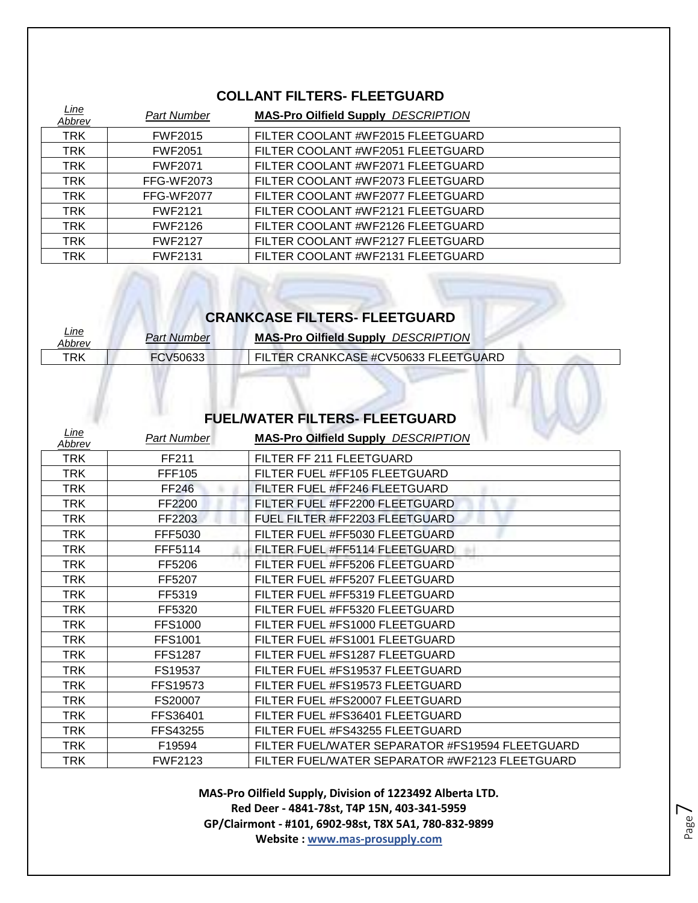## COLLANT FILTERS- FLEETGUARD

| *Line Abbrev* | *Part Number* | **MAS-Pro Oilfield Supply** *DESCRIPTION* |
|---|---|---|
| TRK | FWF2015 | FILTER COOLANT #WF2015 FLEETGUARD |
| TRK | FWF2051 | FILTER COOLANT #WF2051 FLEETGUARD |
| TRK | FWF2071 | FILTER COOLANT #WF2071 FLEETGUARD |
| TRK | FFG-WF2073 | FILTER COOLANT #WF2073 FLEETGUARD |
| TRK | FFG-WF2077 | FILTER COOLANT #WF2077 FLEETGUARD |
| TRK | FWF2121 | FILTER COOLANT #WF2121 FLEETGUARD |
| TRK | FWF2126 | FILTER COOLANT #WF2126 FLEETGUARD |
| TRK | FWF2127 | FILTER COOLANT #WF2127 FLEETGUARD |
| TRK | FWF2131 | FILTER COOLANT #WF2131 FLEETGUARD |

## CRANKCASE FILTERS- FLEETGUARD

| *Line Abbrev* | *Part Number* | **MAS-Pro Oilfield Supply** *DESCRIPTION* |
|---|---|---|
| TRK | FCV50633 | FILTER CRANKCASE #CV50633 FLEETGUARD |

## FUEL/WATER FILTERS- FLEETGUARD

| *Line Abbrev* | *Part Number* | **MAS-Pro Oilfield Supply** *DESCRIPTION* |
|---|---|---|
| TRK | FF211 | FILTER FF 211 FLEETGUARD |
| TRK | FFF105 | FILTER FUEL #FF105 FLEETGUARD |
| TRK | FF246 | FILTER FUEL #FF246 FLEETGUARD |
| TRK | FF2200 | FILTER FUEL #FF2200 FLEETGUARD |
| TRK | FF2203 | FUEL FILTER #FF2203 FLEETGUARD |
| TRK | FFF5030 | FILTER FUEL #FF5030 FLEETGUARD |
| TRK | FFF5114 | FILTER FUEL #FF5114 FLEETGUARD |
| TRK | FF5206 | FILTER FUEL #FF5206 FLEETGUARD |
| TRK | FF5207 | FILTER FUEL #FF5207 FLEETGUARD |
| TRK | FF5319 | FILTER FUEL #FF5319 FLEETGUARD |
| TRK | FF5320 | FILTER FUEL #FF5320 FLEETGUARD |
| TRK | FFS1000 | FILTER FUEL #FS1000 FLEETGUARD |
| TRK | FFS1001 | FILTER FUEL #FS1001 FLEETGUARD |
| TRK | FFS1287 | FILTER FUEL #FS1287 FLEETGUARD |
| TRK | FS19537 | FILTER FUEL #FS19537 FLEETGUARD |
| TRK | FFS19573 | FILTER FUEL #FS19573 FLEETGUARD |
| TRK | FS20007 | FILTER FUEL #FS20007 FLEETGUARD |
| TRK | FFS36401 | FILTER FUEL #FS36401 FLEETGUARD |
| TRK | FFS43255 | FILTER FUEL #FS43255 FLEETGUARD |
| TRK | F19594 | FILTER FUEL/WATER SEPARATOR #FS19594 FLEETGUARD |
| TRK | FWF2123 | FILTER FUEL/WATER SEPARATOR #WF2123 FLEETGUARD |

**MAS-Pro Oilfield Supply, Division of 1223492 Alberta LTD.**
**Red Deer - 4841-78st, T4P 15N, 403-341-5959**
**GP/Clairmont - #101, 6902-98st, T8X 5A1, 780-832-9899**
**Website : www.mas-prosupply.com**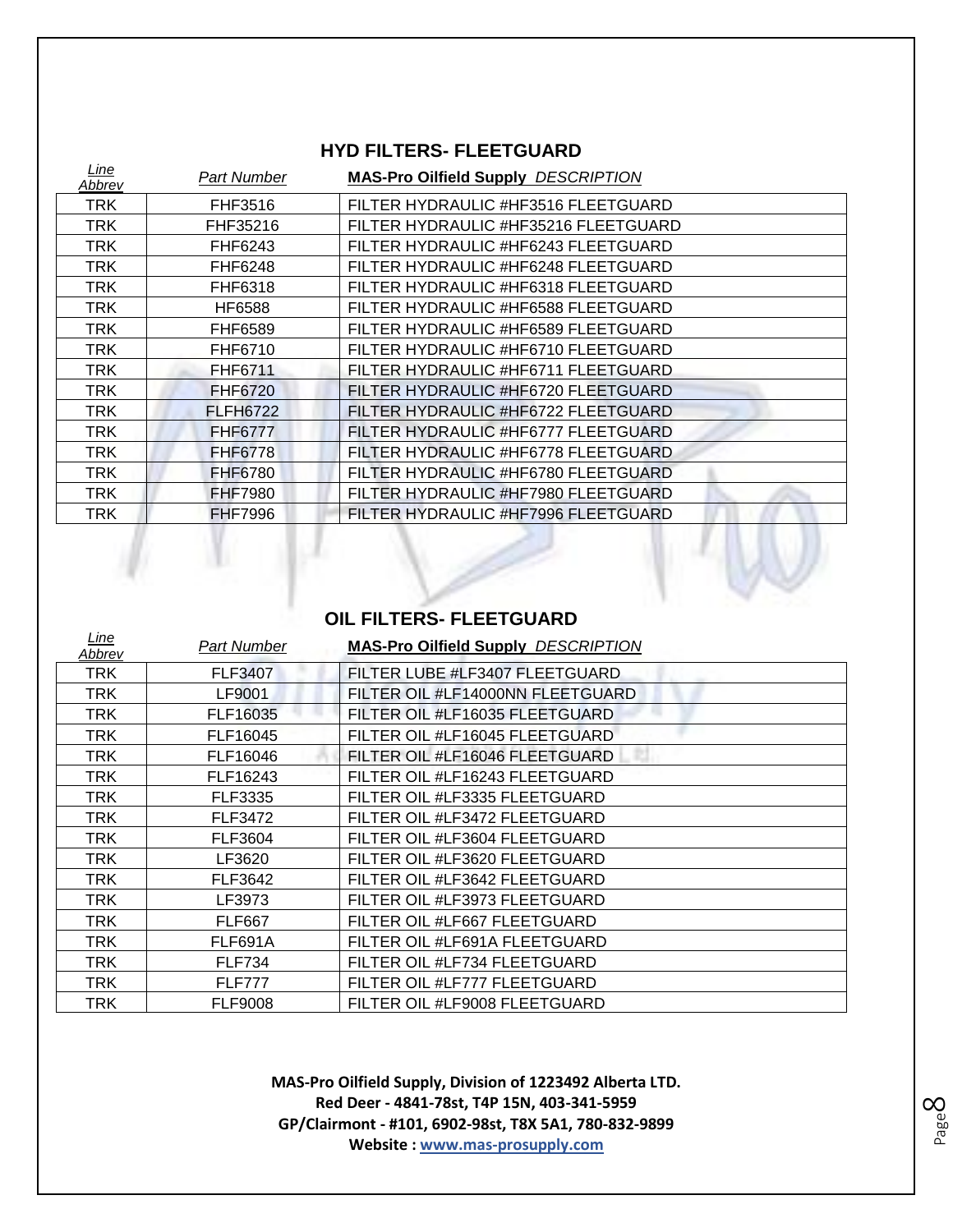## HYD FILTERS- FLEETGUARD

| *Line Abbrev* | *Part Number* | **MAS-Pro Oilfield Supply** *DESCRIPTION* |
|---|---|---|
| TRK | FHF3516 | FILTER HYDRAULIC #HF3516 FLEETGUARD |
| TRK | FHF35216 | FILTER HYDRAULIC #HF35216 FLEETGUARD |
| TRK | FHF6243 | FILTER HYDRAULIC #HF6243 FLEETGUARD |
| TRK | FHF6248 | FILTER HYDRAULIC #HF6248 FLEETGUARD |
| TRK | FHF6318 | FILTER HYDRAULIC #HF6318 FLEETGUARD |
| TRK | HF6588 | FILTER HYDRAULIC #HF6588 FLEETGUARD |
| TRK | FHF6589 | FILTER HYDRAULIC #HF6589 FLEETGUARD |
| TRK | FHF6710 | FILTER HYDRAULIC #HF6710 FLEETGUARD |
| TRK | FHF6711 | FILTER HYDRAULIC #HF6711 FLEETGUARD |
| TRK | FHF6720 | FILTER HYDRAULIC #HF6720 FLEETGUARD |
| TRK | FLFH6722 | FILTER HYDRAULIC #HF6722 FLEETGUARD |
| TRK | FHF6777 | FILTER HYDRAULIC #HF6777 FLEETGUARD |
| TRK | FHF6778 | FILTER HYDRAULIC #HF6778 FLEETGUARD |
| TRK | FHF6780 | FILTER HYDRAULIC #HF6780 FLEETGUARD |
| TRK | FHF7980 | FILTER HYDRAULIC #HF7980 FLEETGUARD |
| TRK | FHF7996 | FILTER HYDRAULIC #HF7996 FLEETGUARD |

## OIL FILTERS- FLEETGUARD

| *Line Abbrev* | *Part Number* | **MAS-Pro Oilfield Supply** *DESCRIPTION* |
|---|---|---|
| TRK | FLF3407 | FILTER LUBE #LF3407 FLEETGUARD |
| TRK | LF9001 | FILTER OIL #LF14000NN FLEETGUARD |
| TRK | FLF16035 | FILTER OIL #LF16035 FLEETGUARD |
| TRK | FLF16045 | FILTER OIL #LF16045 FLEETGUARD |
| TRK | FLF16046 | FILTER OIL #LF16046 FLEETGUARD |
| TRK | FLF16243 | FILTER OIL #LF16243 FLEETGUARD |
| TRK | FLF3335 | FILTER OIL #LF3335 FLEETGUARD |
| TRK | FLF3472 | FILTER OIL #LF3472 FLEETGUARD |
| TRK | FLF3604 | FILTER OIL #LF3604 FLEETGUARD |
| TRK | LF3620 | FILTER OIL #LF3620 FLEETGUARD |
| TRK | FLF3642 | FILTER OIL #LF3642 FLEETGUARD |
| TRK | LF3973 | FILTER OIL #LF3973 FLEETGUARD |
| TRK | FLF667 | FILTER OIL #LF667 FLEETGUARD |
| TRK | FLF691A | FILTER OIL #LF691A FLEETGUARD |
| TRK | FLF734 | FILTER OIL #LF734 FLEETGUARD |
| TRK | FLF777 | FILTER OIL #LF777 FLEETGUARD |
| TRK | FLF9008 | FILTER OIL #LF9008 FLEETGUARD |

**MAS-Pro Oilfield Supply, Division of 1223492 Alberta LTD.**
**Red Deer - 4841-78st, T4P 15N, 403-341-5959**
**GP/Clairmont - #101, 6902-98st, T8X 5A1, 780-832-9899**
**Website : www.mas-prosupply.com**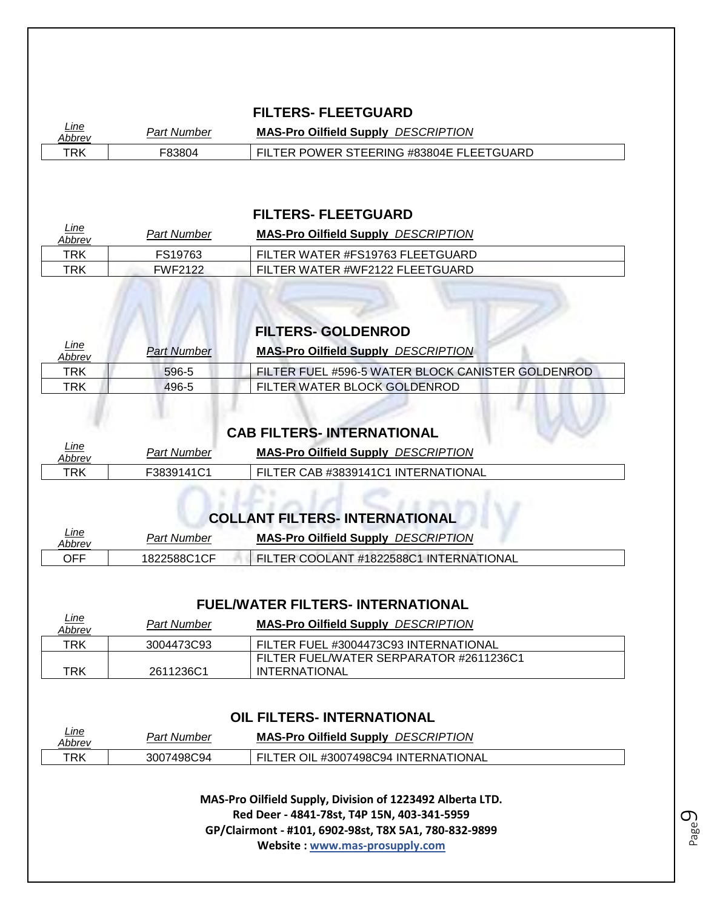## FILTERS- FLEETGUARD

| *Line Abbrev* | *Part Number* | **MAS-Pro Oilfield Supply** *DESCRIPTION* |
|---|---|---|
| TRK | F83804 | FILTER POWER STEERING #83804E FLEETGUARD |

## FILTERS- FLEETGUARD

| *Line Abbrev* | *Part Number* | **MAS-Pro Oilfield Supply** *DESCRIPTION* |
|---|---|---|
| TRK | FS19763 | FILTER WATER #FS19763 FLEETGUARD |
| TRK | FWF2122 | FILTER WATER #WF2122 FLEETGUARD |

## FILTERS- GOLDENROD

| *Line Abbrev* | *Part Number* | **MAS-Pro Oilfield Supply** *DESCRIPTION* |
|---|---|---|
| TRK | 596-5 | FILTER FUEL #596-5 WATER BLOCK CANISTER GOLDENROD |
| TRK | 496-5 | FILTER WATER BLOCK GOLDENROD |

## CAB FILTERS- INTERNATIONAL

| *Line Abbrev* | *Part Number* | **MAS-Pro Oilfield Supply** *DESCRIPTION* |
|---|---|---|
| TRK | F3839141C1 | FILTER CAB #3839141C1 INTERNATIONAL |

## COLLANT FILTERS- INTERNATIONAL

| *Line Abbrev* | *Part Number* | **MAS-Pro Oilfield Supply** *DESCRIPTION* |
|---|---|---|
| OFF | 1822588C1CF | FILTER COOLANT #1822588C1 INTERNATIONAL |

## FUEL/WATER FILTERS- INTERNATIONAL

| *Line Abbrev* | *Part Number* | **MAS-Pro Oilfield Supply** *DESCRIPTION* |
|---|---|---|
| TRK | 3004473C93 | FILTER FUEL #3004473C93 INTERNATIONAL |
| TRK | 2611236C1 | FILTER FUEL/WATER SERPARATOR #2611236C1 INTERNATIONAL |

## OIL FILTERS- INTERNATIONAL

| *Line Abbrev* | *Part Number* | **MAS-Pro Oilfield Supply** *DESCRIPTION* |
|---|---|---|
| TRK | 3007498C94 | FILTER OIL #3007498C94 INTERNATIONAL |

**MAS-Pro Oilfield Supply, Division of 1223492 Alberta LTD.**
**Red Deer - 4841-78st, T4P 15N, 403-341-5959**
**GP/Clairmont - #101, 6902-98st, T8X 5A1, 780-832-9899**
**Website : www.mas-prosupply.com**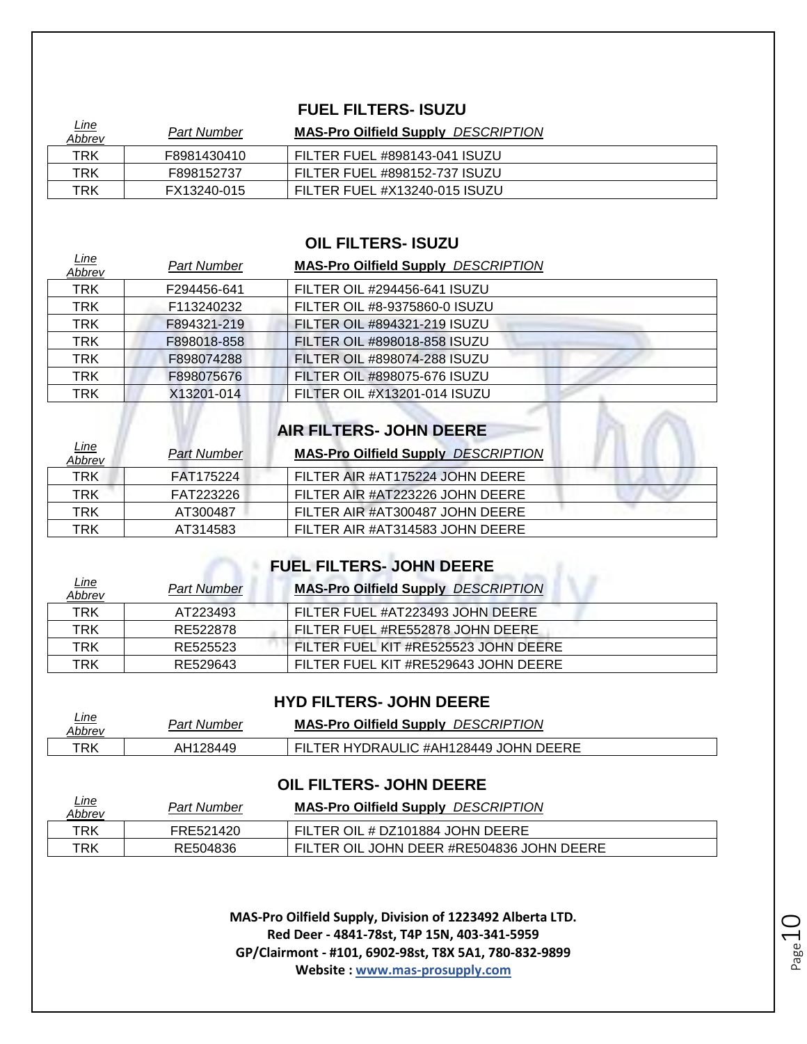## FUEL FILTERS- ISUZU

| *Line Abbrev* | *Part Number* | **MAS-Pro Oilfield Supply** *DESCRIPTION* |
|---|---|---|
| TRK | F8981430410 | FILTER FUEL #898143-041 ISUZU |
| TRK | F898152737 | FILTER FUEL #898152-737 ISUZU |
| TRK | FX13240-015 | FILTER FUEL #X13240-015 ISUZU |

## OIL FILTERS- ISUZU

| *Line Abbrev* | *Part Number* | **MAS-Pro Oilfield Supply** *DESCRIPTION* |
|---|---|---|
| TRK | F294456-641 | FILTER OIL #294456-641 ISUZU |
| TRK | F113240232 | FILTER OIL #8-9375860-0 ISUZU |
| TRK | F894321-219 | FILTER OIL #894321-219 ISUZU |
| TRK | F898018-858 | FILTER OIL #898018-858 ISUZU |
| TRK | F898074288 | FILTER OIL #898074-288 ISUZU |
| TRK | F898075676 | FILTER OIL #898075-676 ISUZU |
| TRK | X13201-014 | FILTER OIL #X13201-014 ISUZU |

## AIR FILTERS- JOHN DEERE

| *Line Abbrev* | *Part Number* | **MAS-Pro Oilfield Supply** *DESCRIPTION* |
|---|---|---|
| TRK | FAT175224 | FILTER AIR #AT175224 JOHN DEERE |
| TRK | FAT223226 | FILTER AIR #AT223226 JOHN DEERE |
| TRK | AT300487 | FILTER AIR #AT300487 JOHN DEERE |
| TRK | AT314583 | FILTER AIR #AT314583 JOHN DEERE |

## FUEL FILTERS- JOHN DEERE

| *Line Abbrev* | *Part Number* | **MAS-Pro Oilfield Supply** *DESCRIPTION* |
|---|---|---|
| TRK | AT223493 | FILTER FUEL #AT223493 JOHN DEERE |
| TRK | RE522878 | FILTER FUEL #RE552878 JOHN DEERE |
| TRK | RE525523 | FILTER FUEL KIT #RE525523 JOHN DEERE |
| TRK | RE529643 | FILTER FUEL KIT #RE529643 JOHN DEERE |

## HYD FILTERS- JOHN DEERE

| *Line Abbrev* | *Part Number* | **MAS-Pro Oilfield Supply** *DESCRIPTION* |
|---|---|---|
| TRK | AH128449 | FILTER HYDRAULIC #AH128449 JOHN DEERE |

## OIL FILTERS- JOHN DEERE

| *Line Abbrev* | *Part Number* | **MAS-Pro Oilfield Supply** *DESCRIPTION* |
|---|---|---|
| TRK | FRE521420 | FILTER OIL # DZ101884 JOHN DEERE |
| TRK | RE504836 | FILTER OIL JOHN DEER #RE504836 JOHN DEERE |

**MAS-Pro Oilfield Supply, Division of 1223492 Alberta LTD.**
**Red Deer - 4841-78st, T4P 15N, 403-341-5959**
**GP/Clairmont - #101, 6902-98st, T8X 5A1, 780-832-9899**
**Website : www.mas-prosupply.com**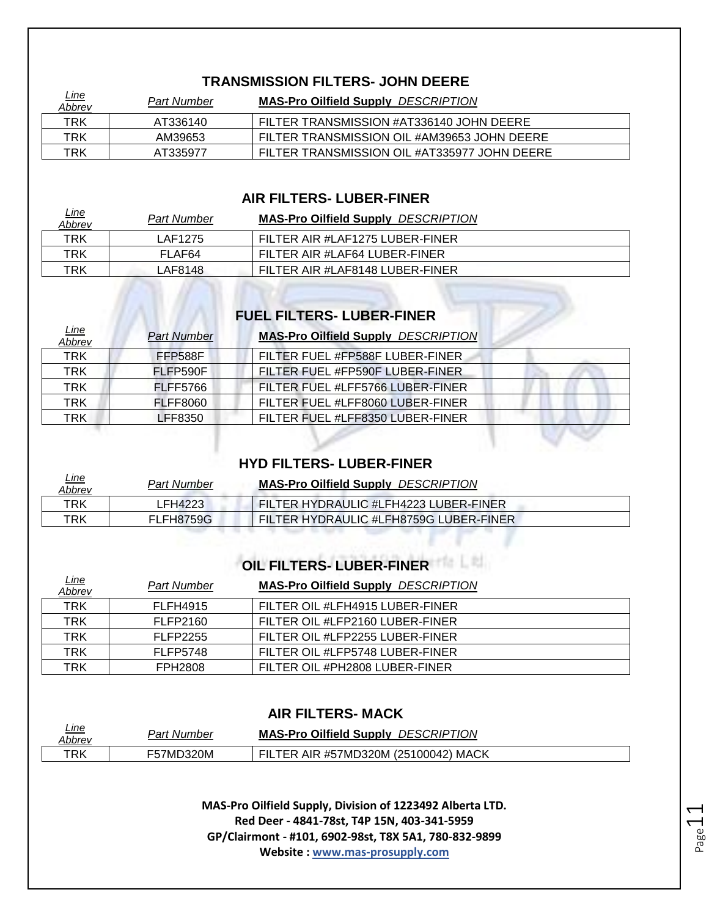## TRANSMISSION FILTERS- JOHN DEERE

| *Line Abbrev* | *Part Number* | **MAS-Pro Oilfield Supply** *DESCRIPTION* |
|---|---|---|
| TRK | AT336140 | FILTER TRANSMISSION #AT336140 JOHN DEERE |
| TRK | AM39653 | FILTER TRANSMISSION OIL #AM39653 JOHN DEERE |
| TRK | AT335977 | FILTER TRANSMISSION OIL #AT335977 JOHN DEERE |

## AIR FILTERS- LUBER-FINER

| *Line Abbrev* | *Part Number* | **MAS-Pro Oilfield Supply** *DESCRIPTION* |
|---|---|---|
| TRK | LAF1275 | FILTER AIR #LAF1275 LUBER-FINER |
| TRK | FLAF64 | FILTER AIR #LAF64 LUBER-FINER |
| TRK | LAF8148 | FILTER AIR #LAF8148 LUBER-FINER |

## FUEL FILTERS- LUBER-FINER

| *Line Abbrev* | *Part Number* | **MAS-Pro Oilfield Supply** *DESCRIPTION* |
|---|---|---|
| TRK | FFP588F | FILTER FUEL #FP588F LUBER-FINER |
| TRK | FLFP590F | FILTER FUEL #FP590F LUBER-FINER |
| TRK | FLFF5766 | FILTER FUEL #LFF5766 LUBER-FINER |
| TRK | FLFF8060 | FILTER FUEL #LFF8060 LUBER-FINER |
| TRK | LFF8350 | FILTER FUEL #LFF8350 LUBER-FINER |

## HYD FILTERS- LUBER-FINER

| *Line Abbrev* | *Part Number* | **MAS-Pro Oilfield Supply** *DESCRIPTION* |
|---|---|---|
| TRK | LFH4223 | FILTER HYDRAULIC #LFH4223 LUBER-FINER |
| TRK | FLFH8759G | FILTER HYDRAULIC #LFH8759G LUBER-FINER |

## OIL FILTERS- LUBER-FINER

| *Line Abbrev* | *Part Number* | **MAS-Pro Oilfield Supply** *DESCRIPTION* |
|---|---|---|
| TRK | FLFH4915 | FILTER OIL #LFH4915 LUBER-FINER |
| TRK | FLFP2160 | FILTER OIL #LFP2160 LUBER-FINER |
| TRK | FLFP2255 | FILTER OIL #LFP2255 LUBER-FINER |
| TRK | FLFP5748 | FILTER OIL #LFP5748 LUBER-FINER |
| TRK | FPH2808 | FILTER OIL #PH2808 LUBER-FINER |

## AIR FILTERS- MACK

| *Line Abbrev* | *Part Number* | **MAS-Pro Oilfield Supply** *DESCRIPTION* |
|---|---|---|
| TRK | F57MD320M | FILTER AIR #57MD320M (25100042) MACK |

**MAS-Pro Oilfield Supply, Division of 1223492 Alberta LTD.**
**Red Deer - 4841-78st, T4P 15N, 403-341-5959**
**GP/Clairmont - #101, 6902-98st, T8X 5A1, 780-832-9899**
**Website : www.mas-prosupply.com**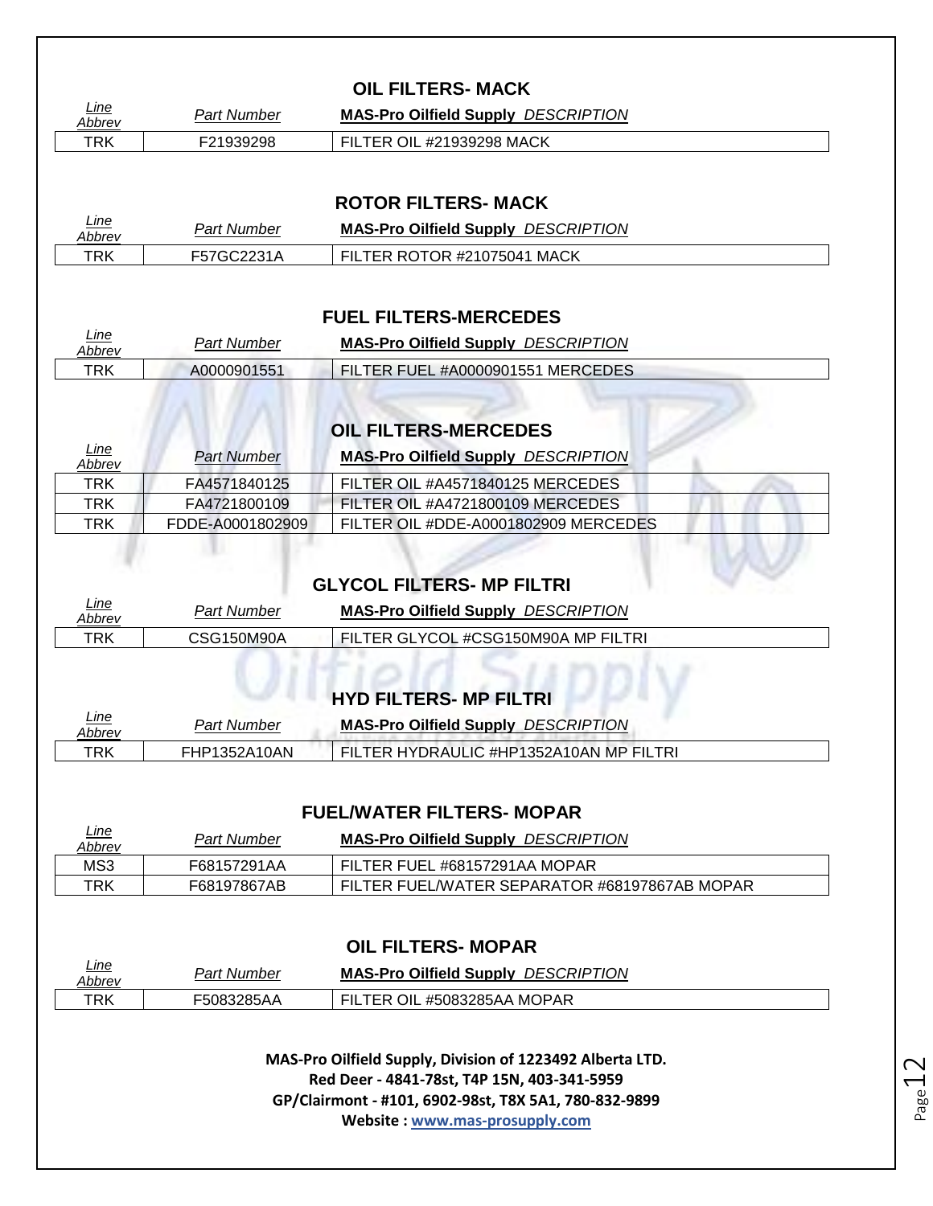## OIL FILTERS- MACK

| Line Abbrev | Part Number | MAS-Pro Oilfield Supply DESCRIPTION |
|---|---|---|
| TRK | F21939298 | FILTER OIL #21939298 MACK |

## ROTOR FILTERS- MACK

| Line Abbrev | Part Number | MAS-Pro Oilfield Supply DESCRIPTION |
|---|---|---|
| TRK | F57GC2231A | FILTER ROTOR #21075041 MACK |

## FUEL FILTERS-MERCEDES

| Line Abbrev | Part Number | MAS-Pro Oilfield Supply DESCRIPTION |
|---|---|---|
| TRK | A0000901551 | FILTER FUEL #A0000901551 MERCEDES |

## OIL FILTERS-MERCEDES

| Line Abbrev | Part Number | MAS-Pro Oilfield Supply DESCRIPTION |
|---|---|---|
| TRK | FA4571840125 | FILTER OIL #A4571840125 MERCEDES |
| TRK | FA4721800109 | FILTER OIL #A4721800109 MERCEDES |
| TRK | FDDE-A0001802909 | FILTER OIL #DDE-A0001802909 MERCEDES |

## GLYCOL FILTERS- MP FILTRI

| Line Abbrev | Part Number | MAS-Pro Oilfield Supply DESCRIPTION |
|---|---|---|
| TRK | CSG150M90A | FILTER GLYCOL #CSG150M90A MP FILTRI |

## HYD FILTERS- MP FILTRI

| Line Abbrev | Part Number | MAS-Pro Oilfield Supply DESCRIPTION |
|---|---|---|
| TRK | FHP1352A10AN | FILTER HYDRAULIC #HP1352A10AN MP FILTRI |

## FUEL/WATER FILTERS- MOPAR

| Line Abbrev | Part Number | MAS-Pro Oilfield Supply DESCRIPTION |
|---|---|---|
| MS3 | F68157291AA | FILTER FUEL #68157291AA MOPAR |
| TRK | F68197867AB | FILTER FUEL/WATER SEPARATOR #68197867AB MOPAR |

## OIL FILTERS- MOPAR

| Line Abbrev | Part Number | MAS-Pro Oilfield Supply DESCRIPTION |
|---|---|---|
| TRK | F5083285AA | FILTER OIL #5083285AA MOPAR |

**MAS-Pro Oilfield Supply, Division of 1223492 Alberta LTD.**
**Red Deer - 4841-78st, T4P 15N, 403-341-5959**
**GP/Clairmont - #101, 6902-98st, T8X 5A1, 780-832-9899**
**Website : www.mas-prosupply.com**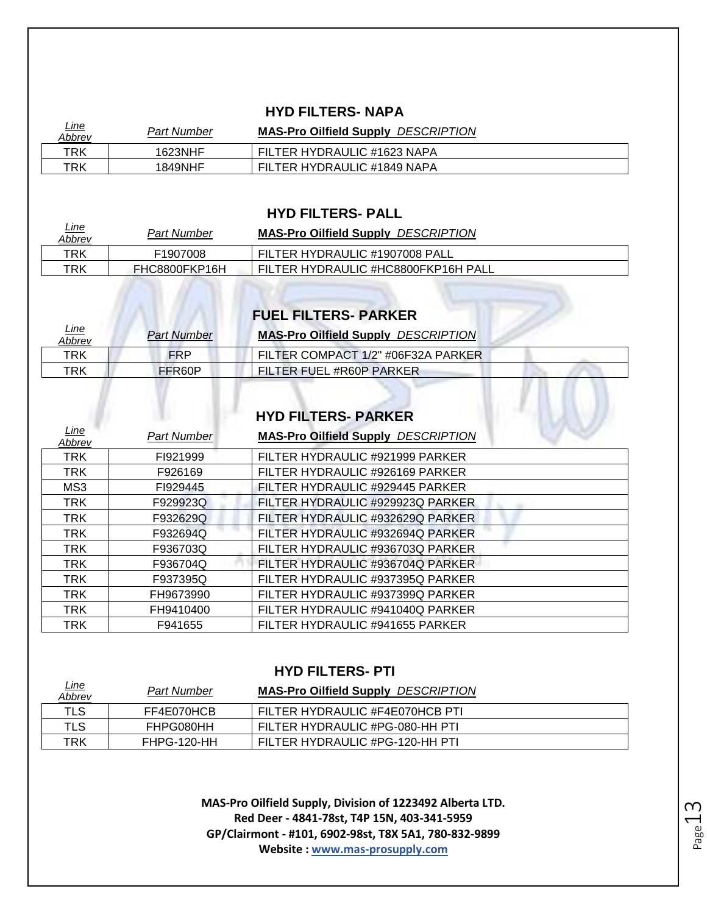## HYD FILTERS- NAPA

| *Line Abbrev* | *Part Number* | **MAS-Pro Oilfield Supply** *DESCRIPTION* |
|---|---|---|
| TRK | 1623NHF | FILTER HYDRAULIC #1623 NAPA |
| TRK | 1849NHF | FILTER HYDRAULIC #1849 NAPA |

## HYD FILTERS- PALL

| *Line Abbrev* | *Part Number* | **MAS-Pro Oilfield Supply** *DESCRIPTION* |
|---|---|---|
| TRK | F1907008 | FILTER HYDRAULIC #1907008 PALL |
| TRK | FHC8800FKP16H | FILTER HYDRAULIC #HC8800FKP16H PALL |

## FUEL FILTERS- PARKER

| *Line Abbrev* | *Part Number* | **MAS-Pro Oilfield Supply** *DESCRIPTION* |
|---|---|---|
| TRK | FRP | FILTER COMPACT 1/2" #06F32A PARKER |
| TRK | FFR60P | FILTER FUEL #R60P PARKER |

## HYD FILTERS- PARKER

| *Line Abbrev* | *Part Number* | **MAS-Pro Oilfield Supply** *DESCRIPTION* |
|---|---|---|
| TRK | FI921999 | FILTER HYDRAULIC #921999 PARKER |
| TRK | F926169 | FILTER HYDRAULIC #926169 PARKER |
| MS3 | FI929445 | FILTER HYDRAULIC #929445 PARKER |
| TRK | F929923Q | FILTER HYDRAULIC #929923Q PARKER |
| TRK | F932629Q | FILTER HYDRAULIC #932629Q PARKER |
| TRK | F932694Q | FILTER HYDRAULIC #932694Q PARKER |
| TRK | F936703Q | FILTER HYDRAULIC #936703Q PARKER |
| TRK | F936704Q | FILTER HYDRAULIC #936704Q PARKER |
| TRK | F937395Q | FILTER HYDRAULIC #937395Q PARKER |
| TRK | FH9673990 | FILTER HYDRAULIC #937399Q PARKER |
| TRK | FH9410400 | FILTER HYDRAULIC #941040Q PARKER |
| TRK | F941655 | FILTER HYDRAULIC #941655 PARKER |

## HYD FILTERS- PTI

| *Line Abbrev* | *Part Number* | **MAS-Pro Oilfield Supply** *DESCRIPTION* |
|---|---|---|
| TLS | FF4E070HCB | FILTER HYDRAULIC #F4E070HCB PTI |
| TLS | FHPG080HH | FILTER HYDRAULIC #PG-080-HH PTI |
| TRK | FHPG-120-HH | FILTER HYDRAULIC #PG-120-HH PTI |

**MAS-Pro Oilfield Supply, Division of 1223492 Alberta LTD.**
**Red Deer - 4841-78st, T4P 15N, 403-341-5959**
**GP/Clairmont - #101, 6902-98st, T8X 5A1, 780-832-9899**
**Website : www.mas-prosupply.com**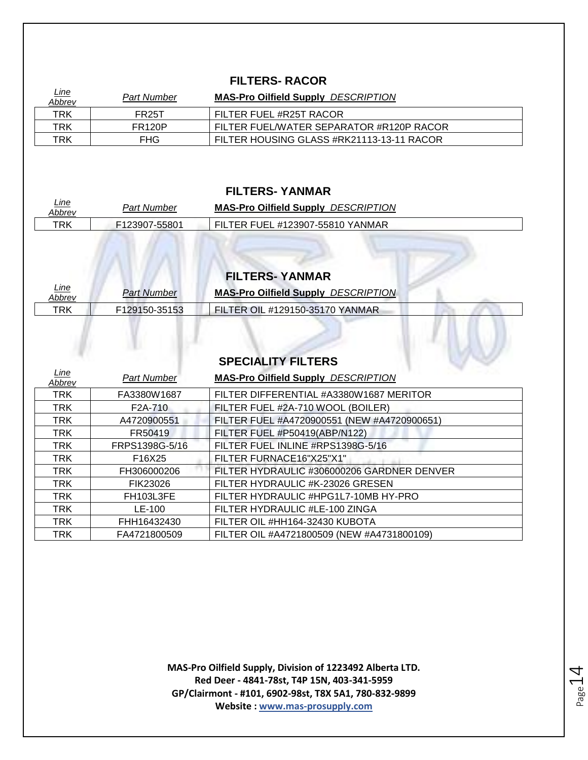## FILTERS- RACOR

| *Line Abbrev* | *Part Number* | **MAS-Pro Oilfield Supply** *DESCRIPTION* |
|---|---|---|
| TRK | FR25T | FILTER FUEL #R25T RACOR |
| TRK | FR120P | FILTER FUEL/WATER SEPARATOR #R120P RACOR |
| TRK | FHG | FILTER HOUSING GLASS #RK21113-13-11 RACOR |

## FILTERS- YANMAR

| *Line Abbrev* | *Part Number* | **MAS-Pro Oilfield Supply** *DESCRIPTION* |
|---|---|---|
| TRK | F123907-55801 | FILTER FUEL #123907-55810 YANMAR |

## FILTERS- YANMAR

| *Line Abbrev* | *Part Number* | **MAS-Pro Oilfield Supply** *DESCRIPTION* |
|---|---|---|
| TRK | F129150-35153 | FILTER OIL #129150-35170 YANMAR |

## SPECIALITY FILTERS

| *Line Abbrev* | *Part Number* | **MAS-Pro Oilfield Supply** *DESCRIPTION* |
|---|---|---|
| TRK | FA3380W1687 | FILTER DIFFERENTIAL #A3380W1687 MERITOR |
| TRK | F2A-710 | FILTER FUEL #2A-710 WOOL (BOILER) |
| TRK | A4720900551 | FILTER FUEL #A4720900551 (NEW #A4720900651) |
| TRK | FR50419 | FILTER FUEL #P50419(ABP/N122) |
| TRK | FRPS1398G-5/16 | FILTER FUEL INLINE #RPS1398G-5/16 |
| TRK | F16X25 | FILTER FURNACE16"X25"X1" |
| TRK | FH306000206 | FILTER HYDRAULIC #306000206 GARDNER DENVER |
| TRK | FIK23026 | FILTER HYDRAULIC #K-23026 GRESEN |
| TRK | FH103L3FE | FILTER HYDRAULIC #HPG1L7-10MB HY-PRO |
| TRK | LE-100 | FILTER HYDRAULIC #LE-100 ZINGA |
| TRK | FHH16432430 | FILTER OIL #HH164-32430 KUBOTA |
| TRK | FA4721800509 | FILTER OIL #A4721800509 (NEW #A4731800109) |

**MAS-Pro Oilfield Supply, Division of 1223492 Alberta LTD.**
**Red Deer - 4841-78st, T4P 15N, 403-341-5959**
**GP/Clairmont - #101, 6902-98st, T8X 5A1, 780-832-9899**
**Website : www.mas-prosupply.com**